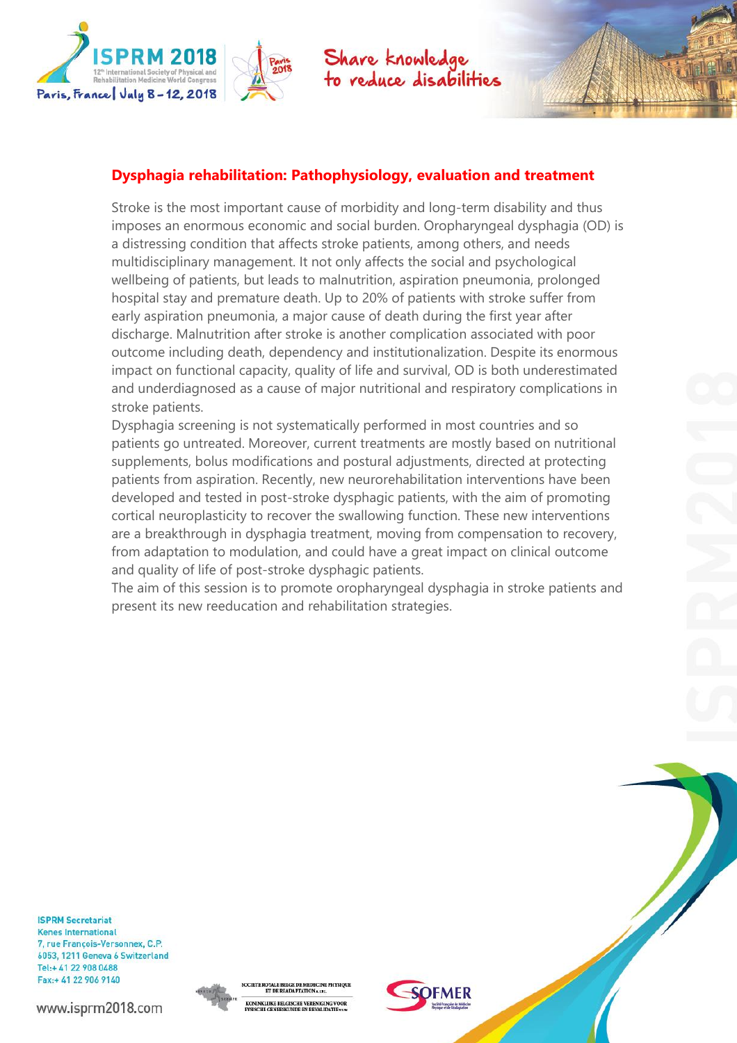## Dysphagia rehabilitation: Pathophysiology, evaluation and treatment

Stroke is the most important cause of morbidity and long-term disability and thus imposes an enormous economic and social burden. Oropharyngeal dysphagia (OD) is a distressing condition that affects stroke patients, among others, and needs multidisciplinary management. It not only affects the social and psychological wellbeing of patients, but leads to malnutrition, aspiration pneumonia, prolonged hospital stay and premature death. Up to 20% of patients with stroke suffer from early aspiration pneumonia, a major cause of death during the first year after discharge. Malnutrition after stroke is another complication associated with poor outcome including death, dependency and institutionalization. Despite its enormous impact on functional capacity, quality of life and survival, OD is both underestimated and underdiagnosed as a cause of major nutritional and respiratory complications in stroke patients.

Dysphagia screening is not systematically performed in most countries and so patients go untreated. Moreover, current treatments are mostly based on nutritional supplements, bolus modifications and postural adjustments, directed at protecting patients from aspiration. Recently, new neurorehabilitation interventions have been developed and tested in post-stroke dysphagic patients, with the aim of promoting cortical neuroplasticity to recover the swallowing function. These new interventions are a breakthrough in dysphagia treatment, moving from compensation to recovery, from adaptation to modulation, and could have a great impact on clinical outcome and quality of life of post-stroke dysphagic patients.

The aim of this session is to promote oropharyngeal dysphagia in stroke patients and present its new reeducation and rehabilitation strategies.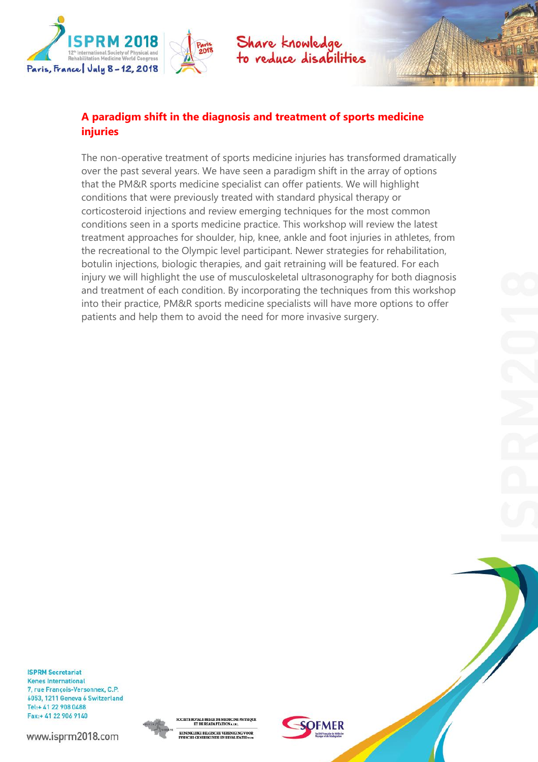## A paradigm shift in the diagnosis and treatment of sports medicine injuries

The non-operative treatment of sports medicine injuries has transformed dramatically over the past several years. We have seen a paradigm shift in the array of options that the PM&R sports medicine specialist can offer patients. We will highlight conditions that were previously treated with standard physical therapy or corticosteroid injections and review emerging techniques for the most common conditions seen in a sports medicine practice. This workshop will review the latest treatment approaches for shoulder, hip, knee, ankle and foot injuries in athletes, from the recreational to the Olympic level participant. Newer strategies for rehabilitation, botulin injections, biologic therapies, and gait retraining will be featured. For each injury we will highlight the use of musculoskeletal ultrasonography for both diagnosis and treatment of each condition. By incorporating the techniques from this workshop into their practice, PM&R sports medicine specialists will have more options to offer patients and help them to avoid the need for more invasive surgery.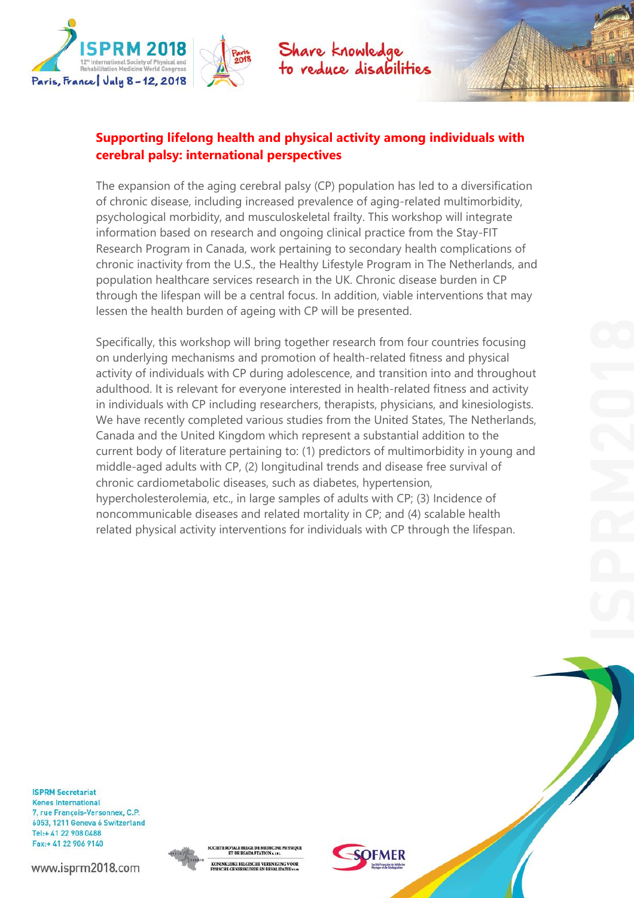## Supporting lifelong health and physical activity among individuals with cerebral palsy: international perspectives

The expansion of the aging cerebral palsy (CP) population has led to a diversification of chronic disease, including increased prevalence of aging-related multimorbidity, psychological morbidity, and musculoskeletal frailty. This workshop will integrate information based on research and ongoing clinical practice from the Stay-FIT Research Program in Canada, work pertaining to secondary health complications of chronic inactivity from the U.S., the Healthy Lifestyle Program in The Netherlands, and population healthcare services research in the UK. Chronic disease burden in CP through the lifespan will be a central focus. In addition, viable interventions that may lessen the health burden of ageing with CP will be presented.

Specifically, this workshop will bring together research from four countries focusing on underlying mechanisms and promotion of health-related fitness and physical activity of individuals with CP during adolescence, and transition into and throughout adulthood. It is relevant for everyone interested in health-related fitness and activity in individuals with CP including researchers, therapists, physicians, and kinesiologists. We have recently completed various studies from the United States, The Netherlands, Canada and the United Kingdom which represent a substantial addition to the current body of literature pertaining to: (1) predictors of multimorbidity in young and middle-aged adults with CP, (2) longitudinal trends and disease free survival of chronic cardiometabolic diseases, such as diabetes, hypertension, hypercholesterolemia, etc., in large samples of adults with CP; (3) Incidence of noncommunicable diseases and related mortality in CP; and (4) scalable health related physical activity interventions for individuals with CP through the lifespan.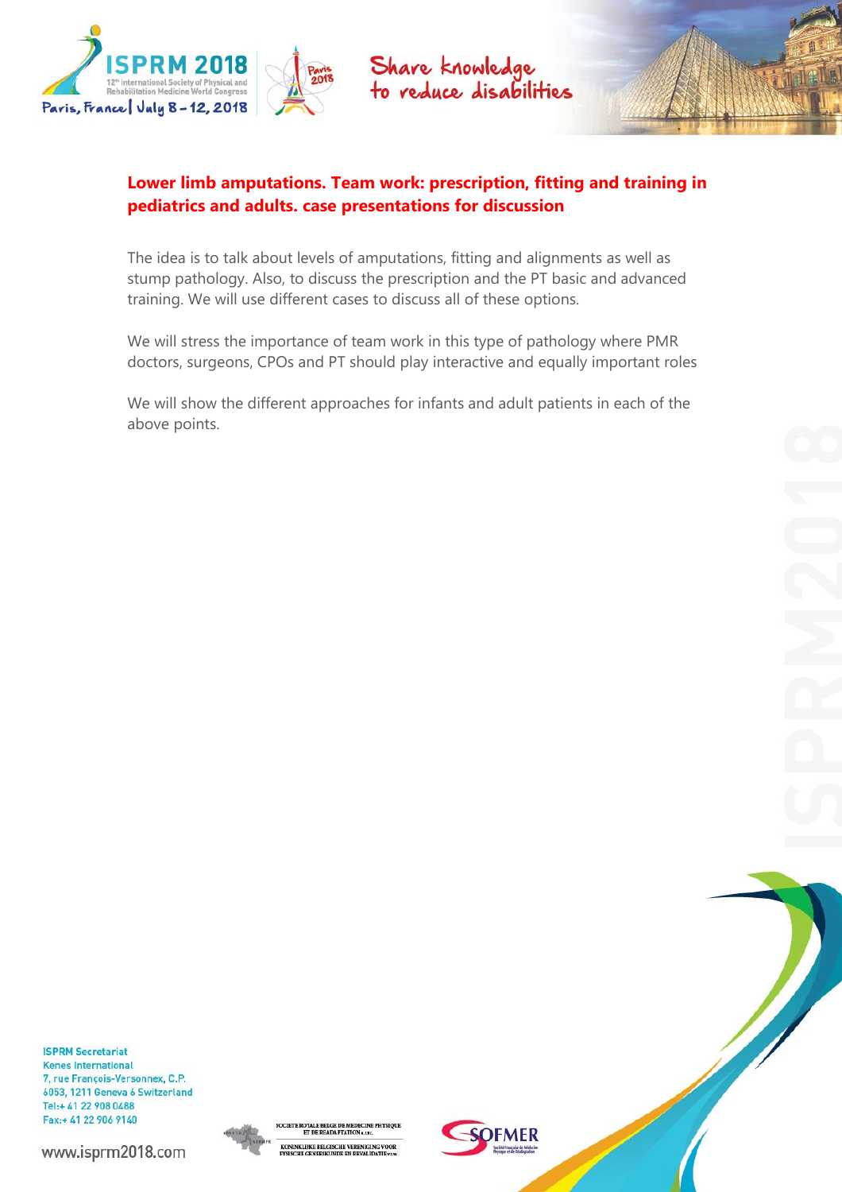## Lower limb amputations. Team work: prescription, fitting and training in pediatrics and adults. case presentations for discussion

The idea is to talk about levels of amputations, fitting and alignments as well as stump pathology. Also, to discuss the prescription and the PT basic and advanced training. We will use different cases to discuss all of these options.

We will stress the importance of team work in this type of pathology where PMR doctors, surgeons, CPOs and PT should play interactive and equally important roles

We will show the different approaches for infants and adult patients in each of the above points.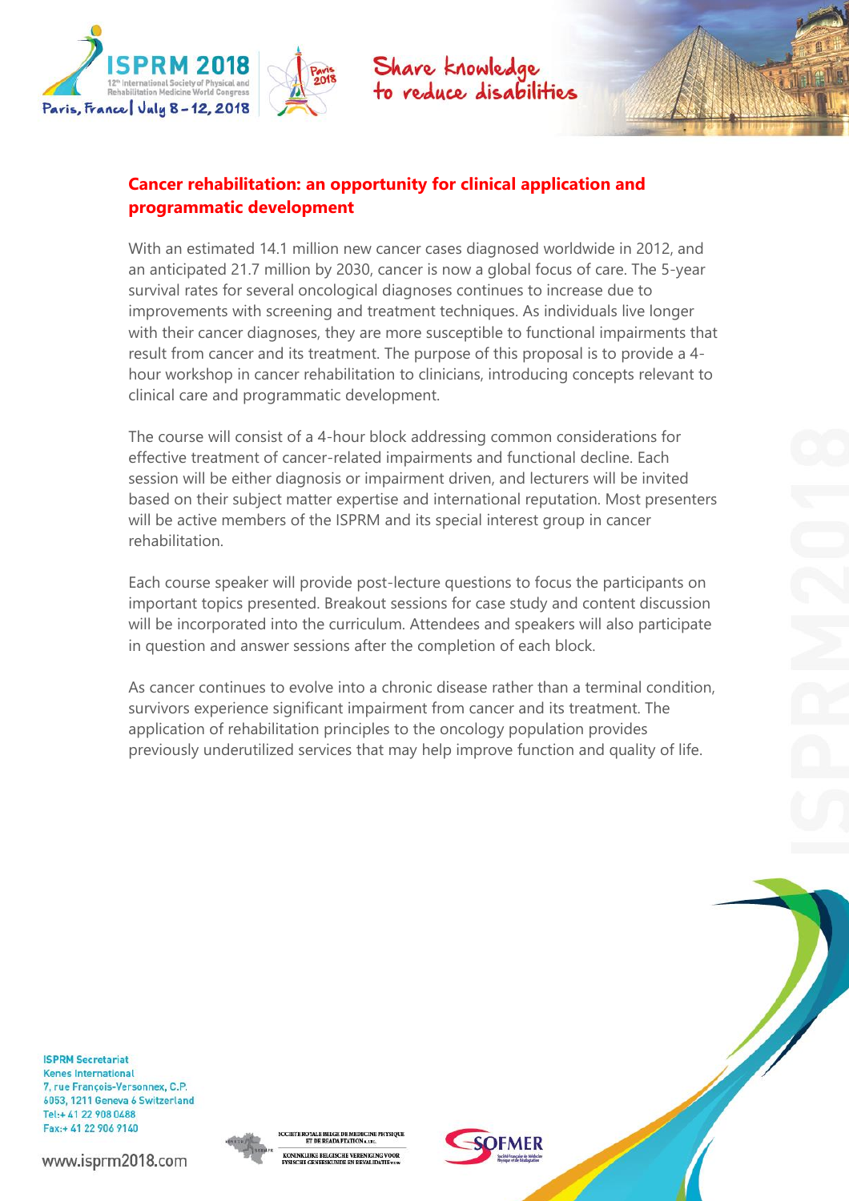## Cancer rehabilitation: an opportunity for clinical application and programmatic development

With an estimated 14.1 million new cancer cases diagnosed worldwide in 2012, and an anticipated 21.7 million by 2030, cancer is now a global focus of care. The 5-year survival rates for several oncological diagnoses continues to increase due to improvements with screening and treatment techniques. As individuals live longer with their cancer diagnoses, they are more susceptible to functional impairments that result from cancer and its treatment. The purpose of this proposal is to provide a 4-hour workshop in cancer rehabilitation to clinicians, introducing concepts relevant to clinical care and programmatic development.

The course will consist of a 4-hour block addressing common considerations for effective treatment of cancer-related impairments and functional decline. Each session will be either diagnosis or impairment driven, and lecturers will be invited based on their subject matter expertise and international reputation. Most presenters will be active members of the ISPRM and its special interest group in cancer rehabilitation.

Each course speaker will provide post-lecture questions to focus the participants on important topics presented. Breakout sessions for case study and content discussion will be incorporated into the curriculum. Attendees and speakers will also participate in question and answer sessions after the completion of each block.

As cancer continues to evolve into a chronic disease rather than a terminal condition, survivors experience significant impairment from cancer and its treatment. The application of rehabilitation principles to the oncology population provides previously underutilized services that may help improve function and quality of life.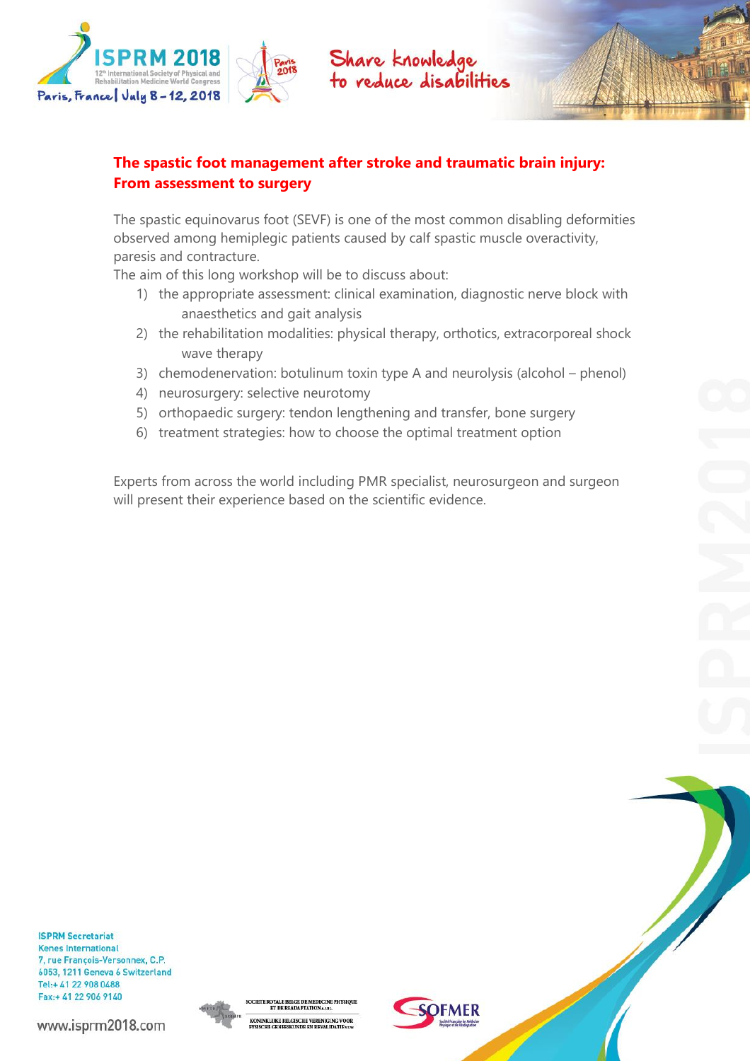## The spastic foot management after stroke and traumatic brain injury: From assessment to surgery

The spastic equinovarus foot (SEVF) is one of the most common disabling deformities observed among hemiplegic patients caused by calf spastic muscle overactivity, paresis and contracture.

The aim of this long workshop will be to discuss about:

1) the appropriate assessment: clinical examination, diagnostic nerve block with anaesthetics and gait analysis
2) the rehabilitation modalities: physical therapy, orthotics, extracorporeal shock wave therapy
3) chemodenervation: botulinum toxin type A and neurolysis (alcohol – phenol)
4) neurosurgery: selective neurotomy
5) orthopaedic surgery: tendon lengthening and transfer, bone surgery
6) treatment strategies: how to choose the optimal treatment option

Experts from across the world including PMR specialist, neurosurgeon and surgeon will present their experience based on the scientific evidence.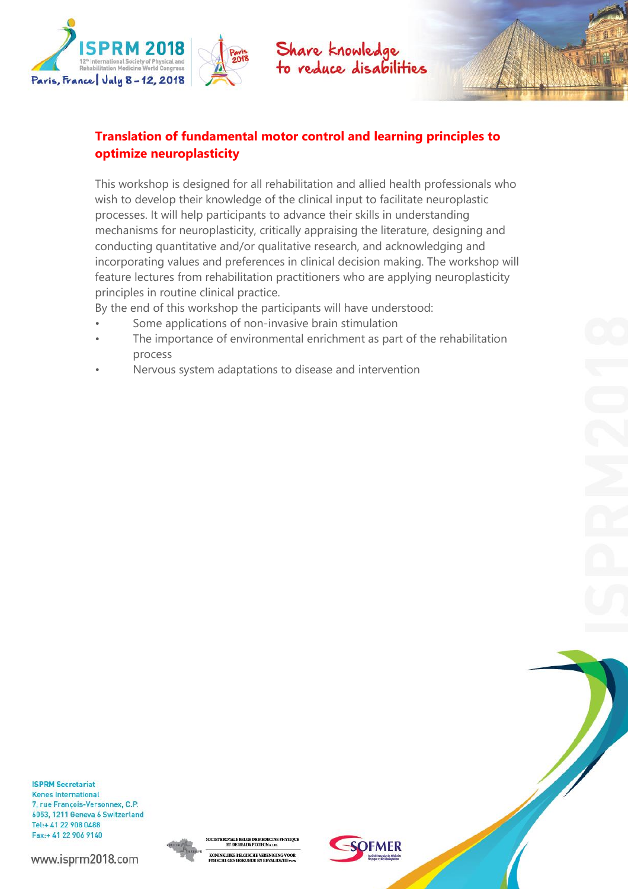## Translation of fundamental motor control and learning principles to optimize neuroplasticity

This workshop is designed for all rehabilitation and allied health professionals who wish to develop their knowledge of the clinical input to facilitate neuroplastic processes. It will help participants to advance their skills in understanding mechanisms for neuroplasticity, critically appraising the literature, designing and conducting quantitative and/or qualitative research, and acknowledging and incorporating values and preferences in clinical decision making. The workshop will feature lectures from rehabilitation practitioners who are applying neuroplasticity principles in routine clinical practice.

By the end of this workshop the participants will have understood:

- Some applications of non-invasive brain stimulation
- The importance of environmental enrichment as part of the rehabilitation process
- Nervous system adaptations to disease and intervention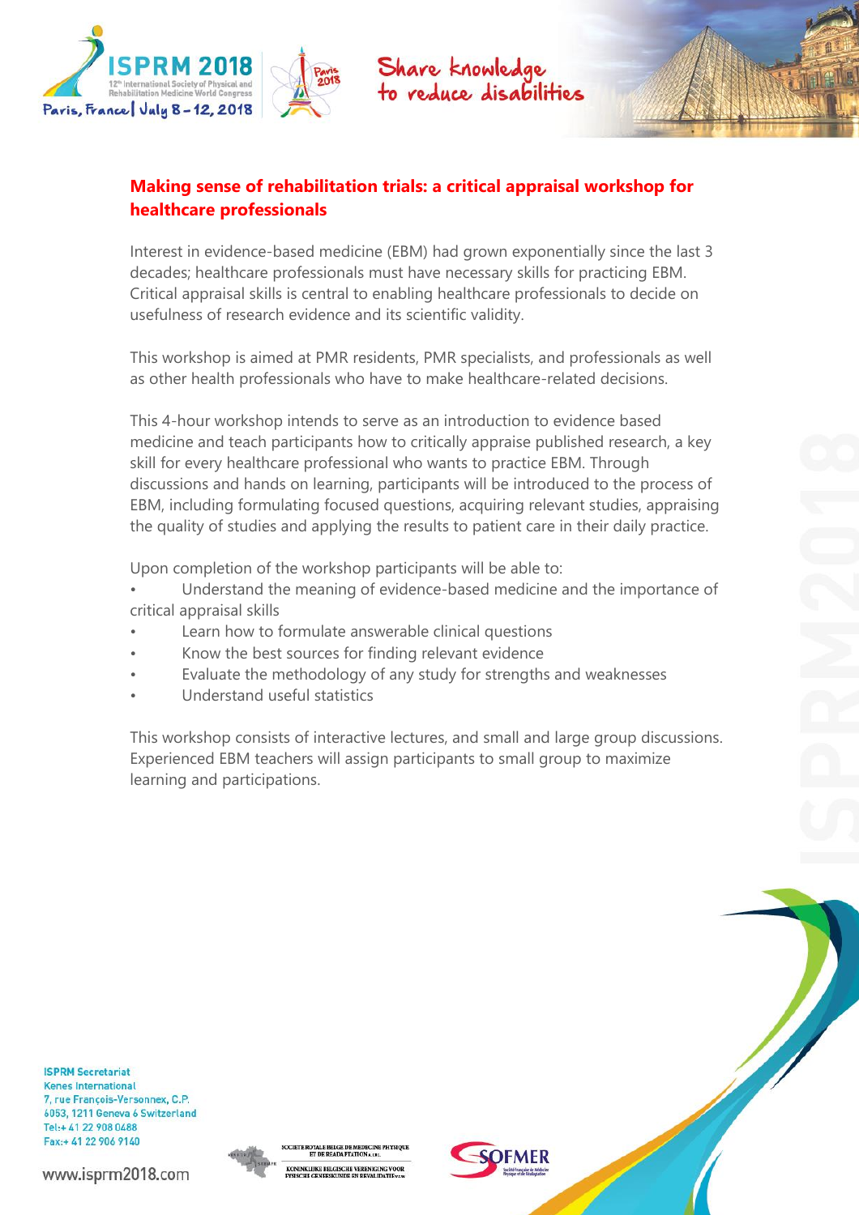## Making sense of rehabilitation trials: a critical appraisal workshop for healthcare professionals

Interest in evidence-based medicine (EBM) had grown exponentially since the last 3 decades; healthcare professionals must have necessary skills for practicing EBM. Critical appraisal skills is central to enabling healthcare professionals to decide on usefulness of research evidence and its scientific validity.

This workshop is aimed at PMR residents, PMR specialists, and professionals as well as other health professionals who have to make healthcare-related decisions.

This 4-hour workshop intends to serve as an introduction to evidence based medicine and teach participants how to critically appraise published research, a key skill for every healthcare professional who wants to practice EBM. Through discussions and hands on learning, participants will be introduced to the process of EBM, including formulating focused questions, acquiring relevant studies, appraising the quality of studies and applying the results to patient care in their daily practice.

Upon completion of the workshop participants will be able to:

- Understand the meaning of evidence-based medicine and the importance of critical appraisal skills
- Learn how to formulate answerable clinical questions
- Know the best sources for finding relevant evidence
- Evaluate the methodology of any study for strengths and weaknesses
- Understand useful statistics

This workshop consists of interactive lectures, and small and large group discussions. Experienced EBM teachers will assign participants to small group to maximize learning and participations.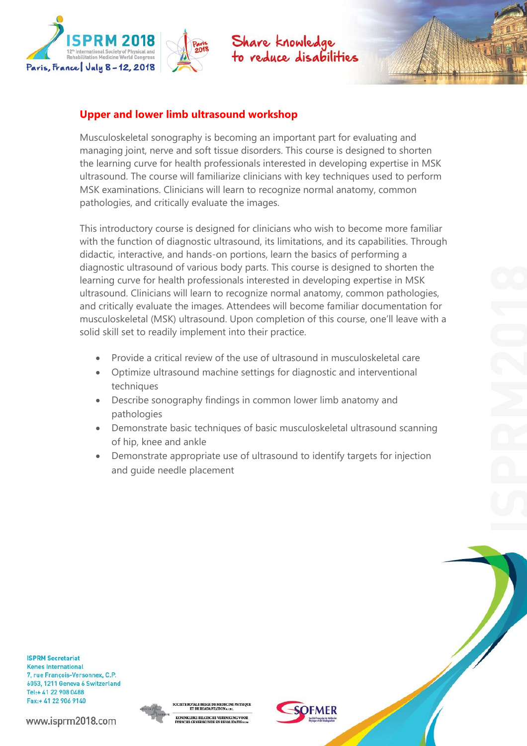## Upper and lower limb ultrasound workshop

Musculoskeletal sonography is becoming an important part for evaluating and managing joint, nerve and soft tissue disorders. This course is designed to shorten the learning curve for health professionals interested in developing expertise in MSK ultrasound. The course will familiarize clinicians with key techniques used to perform MSK examinations. Clinicians will learn to recognize normal anatomy, common pathologies, and critically evaluate the images.

This introductory course is designed for clinicians who wish to become more familiar with the function of diagnostic ultrasound, its limitations, and its capabilities. Through didactic, interactive, and hands-on portions, learn the basics of performing a diagnostic ultrasound of various body parts. This course is designed to shorten the learning curve for health professionals interested in developing expertise in MSK ultrasound. Clinicians will learn to recognize normal anatomy, common pathologies, and critically evaluate the images. Attendees will become familiar documentation for musculoskeletal (MSK) ultrasound. Upon completion of this course, one'll leave with a solid skill set to readily implement into their practice.

- Provide a critical review of the use of ultrasound in musculoskeletal care
- Optimize ultrasound machine settings for diagnostic and interventional techniques
- Describe sonography findings in common lower limb anatomy and pathologies
- Demonstrate basic techniques of basic musculoskeletal ultrasound scanning of hip, knee and ankle
- Demonstrate appropriate use of ultrasound to identify targets for injection and guide needle placement